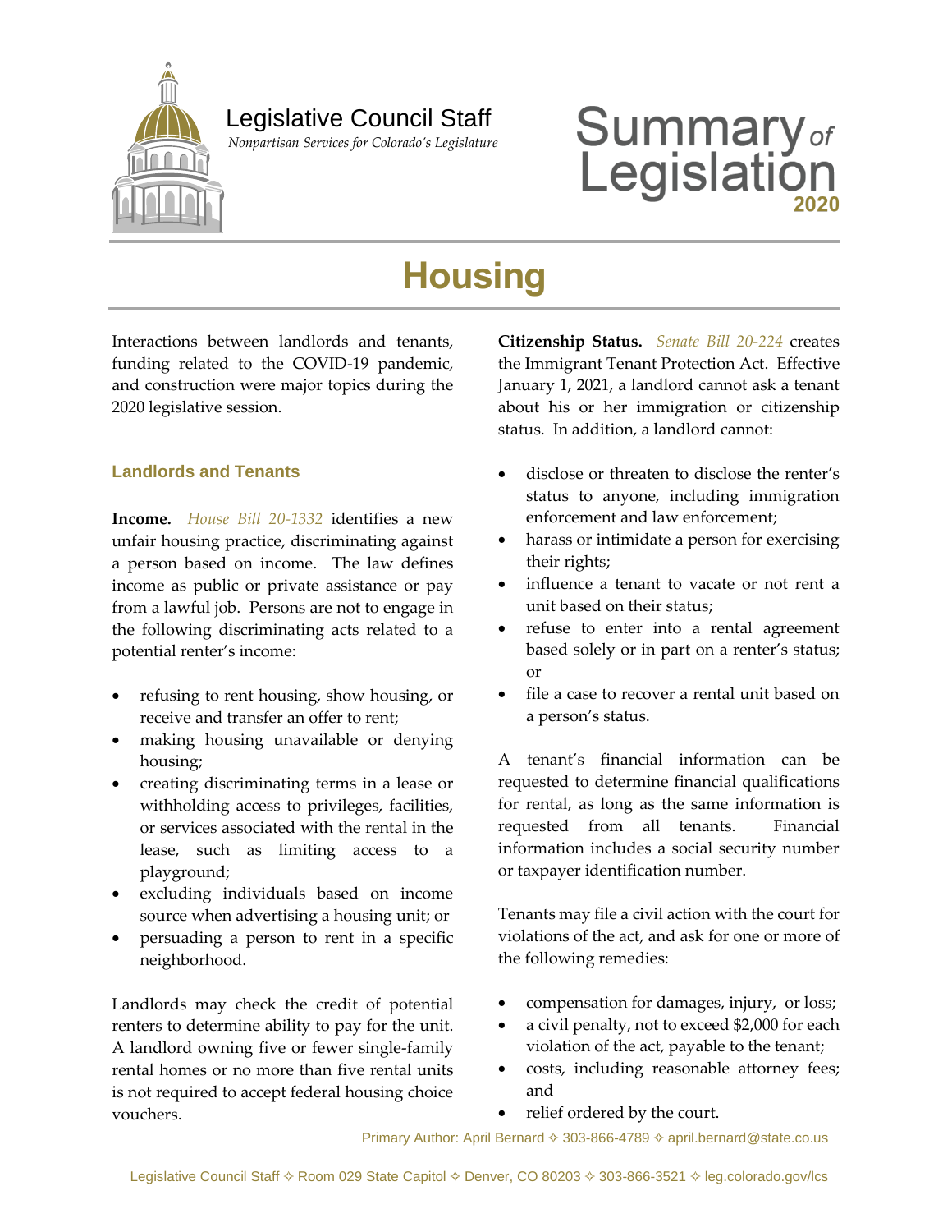# Legislative Council Staff

*Nonpartisan Services for Colorado's Legislature*

# Summary of Legislation 2020

# Housing

Interactions between landlords and tenants, funding related to the COVID-19 pandemic, and construction were major topics during the 2020 legislative session.

## Landlords and Tenants

**Income.** *House Bill 20-1332* identifies a new unfair housing practice, discriminating against a person based on income. The law defines income as public or private assistance or pay from a lawful job. Persons are not to engage in the following discriminating acts related to a potential renter's income:

- refusing to rent housing, show housing, or receive and transfer an offer to rent;
- making housing unavailable or denying housing;
- creating discriminating terms in a lease or withholding access to privileges, facilities, or services associated with the rental in the lease, such as limiting access to a playground;
- excluding individuals based on income source when advertising a housing unit; or
- persuading a person to rent in a specific neighborhood.

Landlords may check the credit of potential renters to determine ability to pay for the unit. A landlord owning five or fewer single-family rental homes or no more than five rental units is not required to accept federal housing choice vouchers.

**Citizenship Status.** *Senate Bill 20-224* creates the Immigrant Tenant Protection Act. Effective January 1, 2021, a landlord cannot ask a tenant about his or her immigration or citizenship status. In addition, a landlord cannot:

- disclose or threaten to disclose the renter's status to anyone, including immigration enforcement and law enforcement;
- harass or intimidate a person for exercising their rights;
- influence a tenant to vacate or not rent a unit based on their status;
- refuse to enter into a rental agreement based solely or in part on a renter's status; or
- file a case to recover a rental unit based on a person's status.

A tenant's financial information can be requested to determine financial qualifications for rental, as long as the same information is requested from all tenants. Financial information includes a social security number or taxpayer identification number.

Tenants may file a civil action with the court for violations of the act, and ask for one or more of the following remedies:

- compensation for damages, injury, or loss;
- a civil penalty, not to exceed $2,000 for each violation of the act, payable to the tenant;
- costs, including reasonable attorney fees; and
- relief ordered by the court.

Primary Author: April Bernard ✧ 303-866-4789 ✧ april.bernard@state.co.us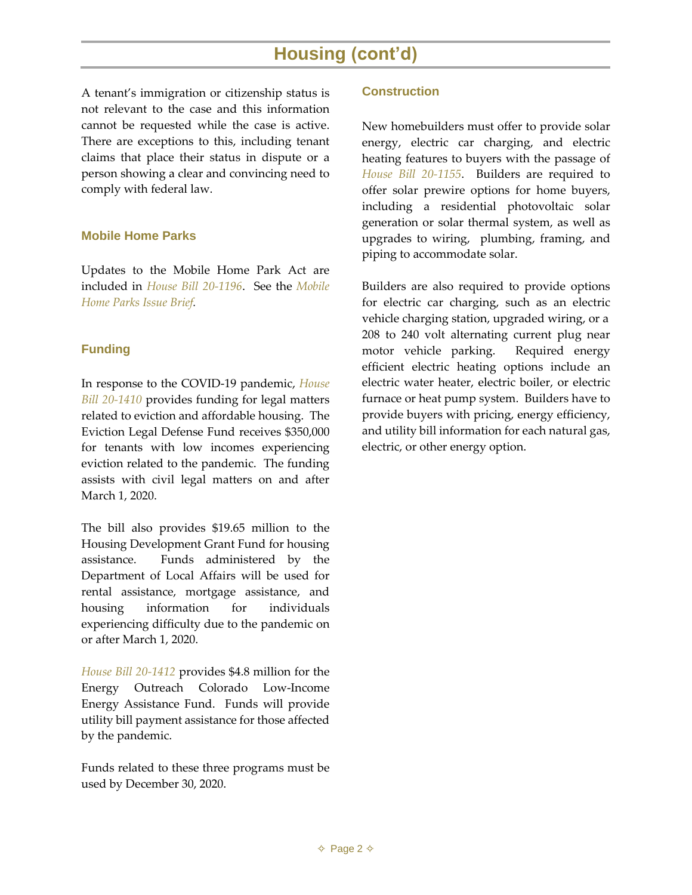# Housing (cont'd)

A tenant's immigration or citizenship status is not relevant to the case and this information cannot be requested while the case is active. There are exceptions to this, including tenant claims that place their status in dispute or a person showing a clear and convincing need to comply with federal law.

## Mobile Home Parks

Updates to the Mobile Home Park Act are included in *House Bill 20-1196*. See the *Mobile Home Parks Issue Brief*.

## Funding

In response to the COVID-19 pandemic, *House Bill 20-1410* provides funding for legal matters related to eviction and affordable housing. The Eviction Legal Defense Fund receives $350,000 for tenants with low incomes experiencing eviction related to the pandemic. The funding assists with civil legal matters on and after March 1, 2020.

The bill also provides $19.65 million to the Housing Development Grant Fund for housing assistance. Funds administered by the Department of Local Affairs will be used for rental assistance, mortgage assistance, and housing information for individuals experiencing difficulty due to the pandemic on or after March 1, 2020.

*House Bill 20-1412* provides $4.8 million for the Energy Outreach Colorado Low-Income Energy Assistance Fund. Funds will provide utility bill payment assistance for those affected by the pandemic.

Funds related to these three programs must be used by December 30, 2020.

## Construction

New homebuilders must offer to provide solar energy, electric car charging, and electric heating features to buyers with the passage of *House Bill 20-1155*. Builders are required to offer solar prewire options for home buyers, including a residential photovoltaic solar generation or solar thermal system, as well as upgrades to wiring, plumbing, framing, and piping to accommodate solar.

Builders are also required to provide options for electric car charging, such as an electric vehicle charging station, upgraded wiring, or a 208 to 240 volt alternating current plug near motor vehicle parking. Required energy efficient electric heating options include an electric water heater, electric boiler, or electric furnace or heat pump system. Builders have to provide buyers with pricing, energy efficiency, and utility bill information for each natural gas, electric, or other energy option.